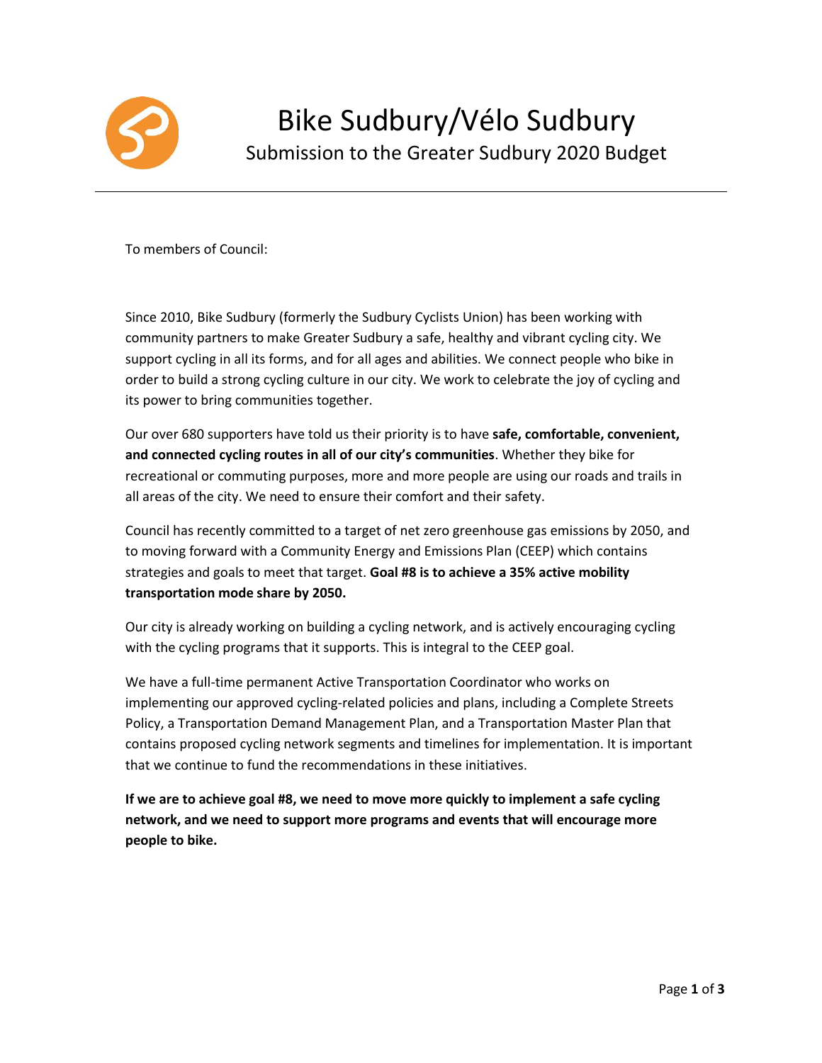# Bike Sudbury/Vélo Sudbury

## Submission to the Greater Sudbury 2020 Budget

---

To members of Council:

Since 2010, Bike Sudbury (formerly the Sudbury Cyclists Union) has been working with community partners to make Greater Sudbury a safe, healthy and vibrant cycling city. We support cycling in all its forms, and for all ages and abilities. We connect people who bike in order to build a strong cycling culture in our city. We work to celebrate the joy of cycling and its power to bring communities together.

Our over 680 supporters have told us their priority is to have **safe, comfortable, convenient, and connected cycling routes in all of our city's communities**. Whether they bike for recreational or commuting purposes, more and more people are using our roads and trails in all areas of the city. We need to ensure their comfort and their safety.

Council has recently committed to a target of net zero greenhouse gas emissions by 2050, and to moving forward with a Community Energy and Emissions Plan (CEEP) which contains strategies and goals to meet that target. **Goal #8 is to achieve a 35% active mobility transportation mode share by 2050.**

Our city is already working on building a cycling network, and is actively encouraging cycling with the cycling programs that it supports. This is integral to the CEEP goal.

We have a full-time permanent Active Transportation Coordinator who works on implementing our approved cycling-related policies and plans, including a Complete Streets Policy, a Transportation Demand Management Plan, and a Transportation Master Plan that contains proposed cycling network segments and timelines for implementation. It is important that we continue to fund the recommendations in these initiatives.

**If we are to achieve goal #8, we need to move more quickly to implement a safe cycling network, and we need to support more programs and events that will encourage more people to bike.**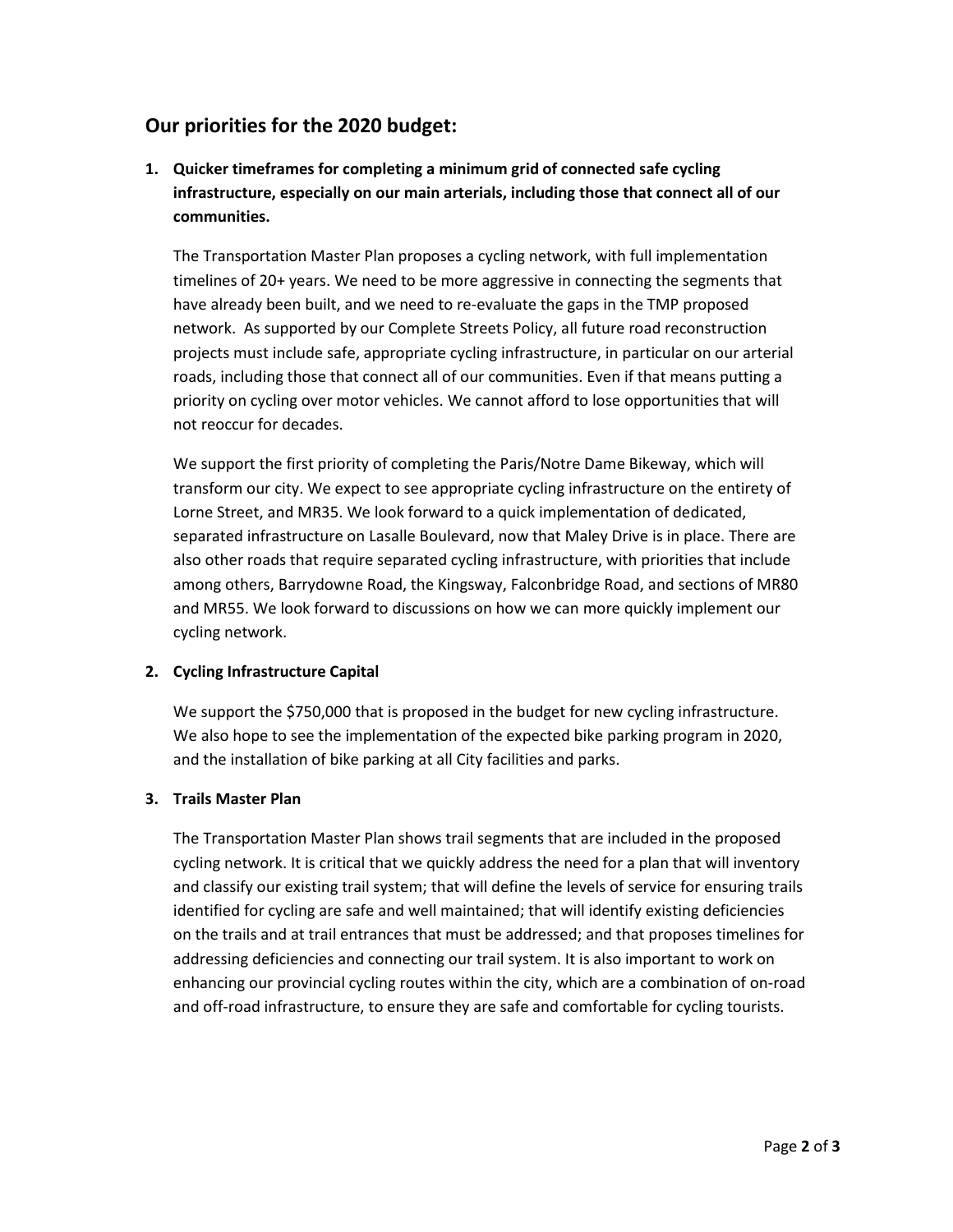## Our priorities for the 2020 budget:

1. **Quicker timeframes for completing a minimum grid of connected safe cycling infrastructure, especially on our main arterials, including those that connect all of our communities.**

   The Transportation Master Plan proposes a cycling network, with full implementation timelines of 20+ years. We need to be more aggressive in connecting the segments that have already been built, and we need to re-evaluate the gaps in the TMP proposed network. As supported by our Complete Streets Policy, all future road reconstruction projects must include safe, appropriate cycling infrastructure, in particular on our arterial roads, including those that connect all of our communities. Even if that means putting a priority on cycling over motor vehicles. We cannot afford to lose opportunities that will not reoccur for decades.

   We support the first priority of completing the Paris/Notre Dame Bikeway, which will transform our city. We expect to see appropriate cycling infrastructure on the entirety of Lorne Street, and MR35. We look forward to a quick implementation of dedicated, separated infrastructure on Lasalle Boulevard, now that Maley Drive is in place. There are also other roads that require separated cycling infrastructure, with priorities that include among others, Barrydowne Road, the Kingsway, Falconbridge Road, and sections of MR80 and MR55. We look forward to discussions on how we can more quickly implement our cycling network.

2. **Cycling Infrastructure Capital**

   We support the $750,000 that is proposed in the budget for new cycling infrastructure. We also hope to see the implementation of the expected bike parking program in 2020, and the installation of bike parking at all City facilities and parks.

3. **Trails Master Plan**

   The Transportation Master Plan shows trail segments that are included in the proposed cycling network. It is critical that we quickly address the need for a plan that will inventory and classify our existing trail system; that will define the levels of service for ensuring trails identified for cycling are safe and well maintained; that will identify existing deficiencies on the trails and at trail entrances that must be addressed; and that proposes timelines for addressing deficiencies and connecting our trail system. It is also important to work on enhancing our provincial cycling routes within the city, which are a combination of on-road and off-road infrastructure, to ensure they are safe and comfortable for cycling tourists.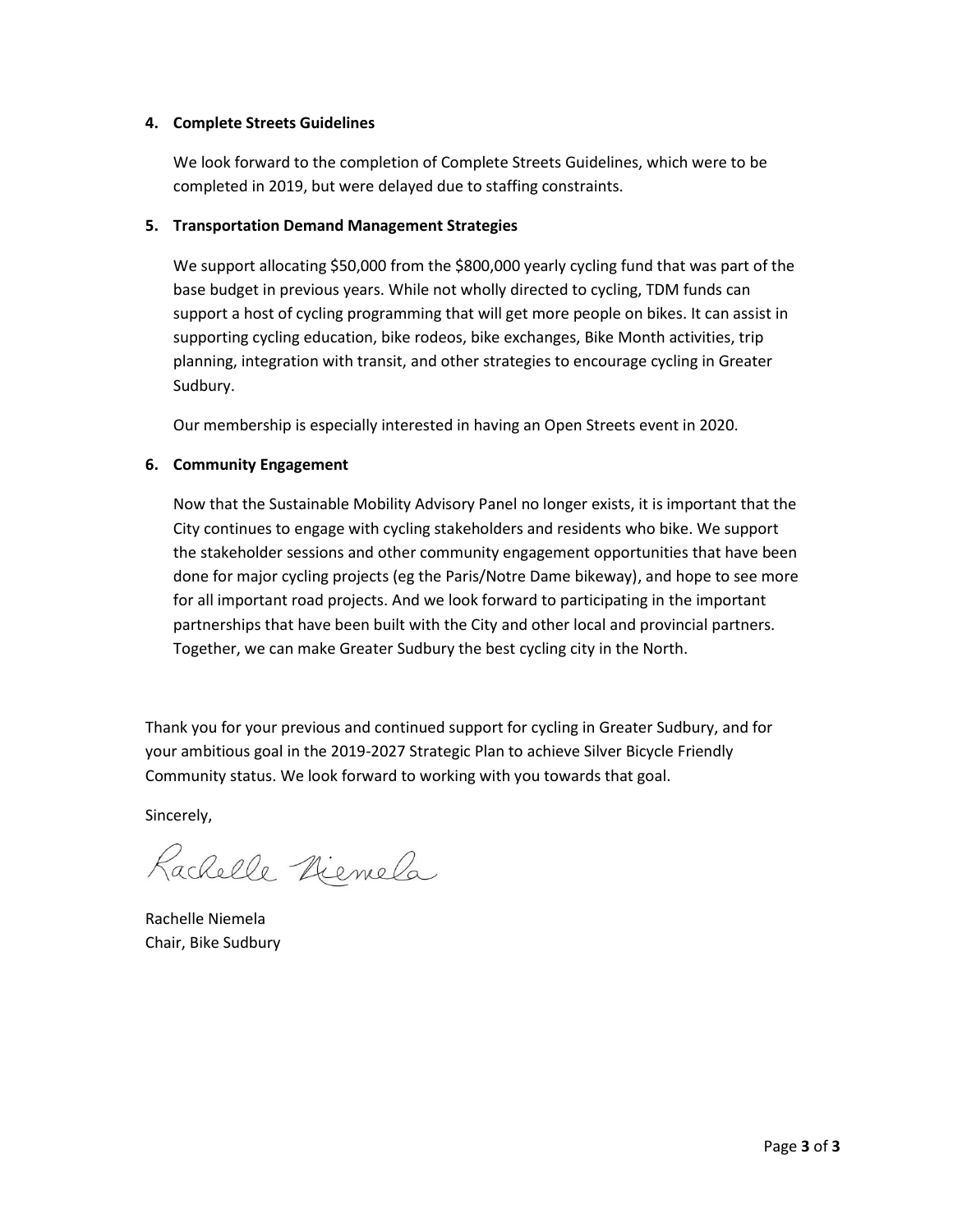**4. Complete Streets Guidelines**

We look forward to the completion of Complete Streets Guidelines, which were to be completed in 2019, but were delayed due to staffing constraints.

**5. Transportation Demand Management Strategies**

We support allocating $50,000 from the $800,000 yearly cycling fund that was part of the base budget in previous years. While not wholly directed to cycling, TDM funds can support a host of cycling programming that will get more people on bikes. It can assist in supporting cycling education, bike rodeos, bike exchanges, Bike Month activities, trip planning, integration with transit, and other strategies to encourage cycling in Greater Sudbury.

Our membership is especially interested in having an Open Streets event in 2020.

**6. Community Engagement**

Now that the Sustainable Mobility Advisory Panel no longer exists, it is important that the City continues to engage with cycling stakeholders and residents who bike. We support the stakeholder sessions and other community engagement opportunities that have been done for major cycling projects (eg the Paris/Notre Dame bikeway), and hope to see more for all important road projects. And we look forward to participating in the important partnerships that have been built with the City and other local and provincial partners. Together, we can make Greater Sudbury the best cycling city in the North.

Thank you for your previous and continued support for cycling in Greater Sudbury, and for your ambitious goal in the 2019-2027 Strategic Plan to achieve Silver Bicycle Friendly Community status. We look forward to working with you towards that goal.

Sincerely,

Rachelle Niemela

Rachelle Niemela
Chair, Bike Sudbury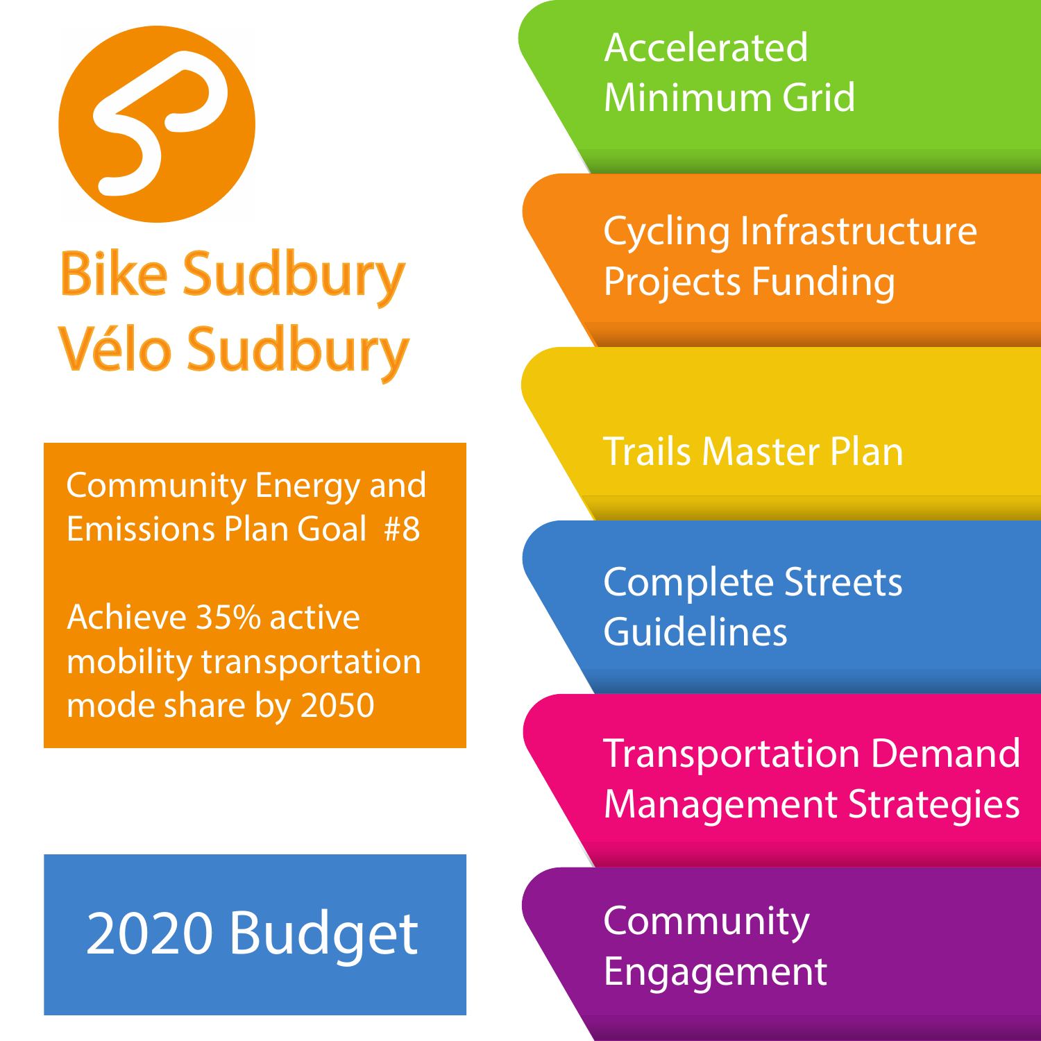# Bike Sudbury
# Vélo Sudbury

Community Energy and Emissions Plan Goal #8

Achieve 35% active mobility transportation mode share by 2050

2020 Budget

- Accelerated Minimum Grid
- Cycling Infrastructure Projects Funding
- Trails Master Plan
- Complete Streets Guidelines
- Transportation Demand Management Strategies
- Community Engagement